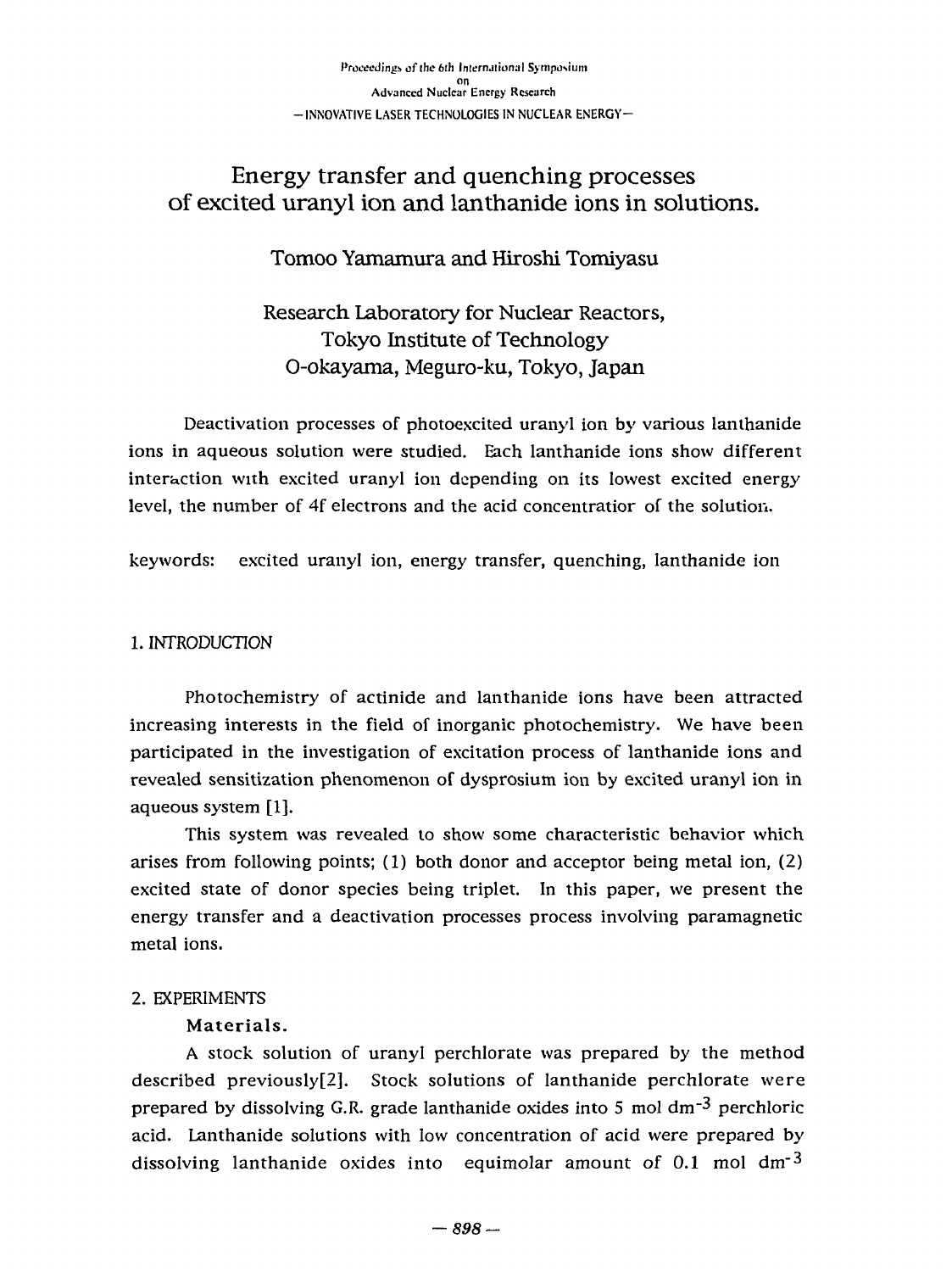Proceedings of the 6th International Symposium
on
Advanced Nuclear Energy Research
—INNOVATIVE LASER TECHNOLOGIES IN NUCLEAR ENERGY—

# Energy transfer and quenching processes of excited uranyl ion and lanthanide ions in solutions.

Tomoo Yamamura and Hiroshi Tomiyasu

Research Laboratory for Nuclear Reactors,
Tokyo Institute of Technology
O-okayama, Meguro-ku, Tokyo, Japan

Deactivation processes of photoexcited uranyl ion by various lanthanide ions in aqueous solution were studied. Each lanthanide ions show different interaction with excited uranyl ion depending on its lowest excited energy level, the number of 4f electrons and the acid concentratior of the solution.

keywords: excited uranyl ion, energy transfer, quenching, lanthanide ion

## 1. INTRODUCTION

Photochemistry of actinide and lanthanide ions have been attracted increasing interests in the field of inorganic photochemistry. We have been participated in the investigation of excitation process of lanthanide ions and revealed sensitization phenomenon of dysprosium ion by excited uranyl ion in aqueous system [1].

This system was revealed to show some characteristic behavior which arises from following points; (1) both donor and acceptor being metal ion, (2) excited state of donor species being triplet. In this paper, we present the energy transfer and a deactivation processes process involving paramagnetic metal ions.

## 2. EXPERIMENTS

### Materials.

A stock solution of uranyl perchlorate was prepared by the method described previously[2]. Stock solutions of lanthanide perchlorate were prepared by dissolving G.R. grade lanthanide oxides into 5 mol $dm^{-3}$ perchloric acid. Lanthanide solutions with low concentration of acid were prepared by dissolving lanthanide oxides into equimolar amount of 0.1 mol $dm^{-3}$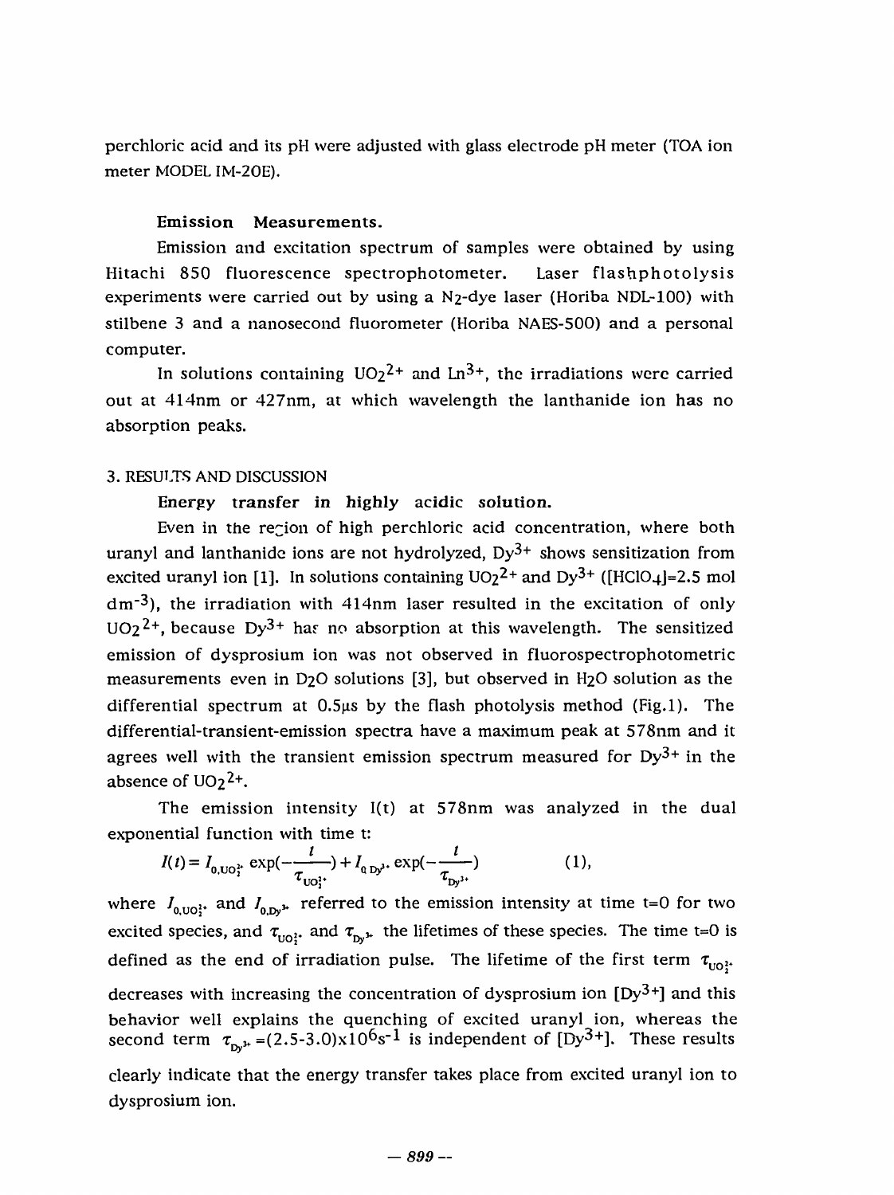perchloric acid and its pH were adjusted with glass electrode pH meter (TOA ion meter MODEL IM-20E).

### Emission Measurements.

Emission and excitation spectrum of samples were obtained by using Hitachi 850 fluorescence spectrophotometer. Laser flashphotolysis experiments were carried out by using a $N_2$-dye laser (Horiba NDL-100) with stilbene 3 and a nanosecond fluorometer (Horiba NAES-500) and a personal computer.

In solutions containing $UO_2^{2+}$ and $Ln^{3+}$, the irradiations were carried out at 414nm or 427nm, at which wavelength the lanthanide ion has no absorption peaks.

## 3. RESULTS AND DISCUSSION

### Energy transfer in highly acidic solution.

Even in the region of high perchloric acid concentration, where both uranyl and lanthanide ions are not hydrolyzed, $Dy^{3+}$ shows sensitization from excited uranyl ion [1]. In solutions containing $UO_2^{2+}$ and $Dy^{3+}$ ($[HClO_4]$=2.5 mol $dm^{-3}$), the irradiation with 414nm laser resulted in the excitation of only $UO_2^{2+}$, because $Dy^{3+}$ has no absorption at this wavelength. The sensitized emission of dysprosium ion was not observed in fluorospectrophotometric measurements even in $D_2O$ solutions [3], but observed in $H_2O$ solution as the differential spectrum at 0.5μs by the flash photolysis method (Fig.1). The differential-transient-emission spectra have a maximum peak at 578nm and it agrees well with the transient emission spectrum measured for $Dy^{3+}$ in the absence of $UO_2^{2+}$.

The emission intensity I(t) at 578nm was analyzed in the dual exponential function with time t:

$$I(t) = I_{0,UO_2^{2+}} \exp(-\frac{t}{\tau_{UO_2^{2+}}}) + I_{0,Dy^{3+}} \exp(-\frac{t}{\tau_{Dy^{3+}}}) \qquad (1),$$

where $I_{0,UO_2^{2+}}$ and $I_{0,Dy^{3+}}$ referred to the emission intensity at time t=0 for two excited species, and $\tau_{UO_2^{2+}}$ and $\tau_{Dy^{3+}}$ the lifetimes of these species. The time t=0 is defined as the end of irradiation pulse. The lifetime of the first term $\tau_{UO_2^{2+}}$ decreases with increasing the concentration of dysprosium ion $[Dy^{3+}]$ and this behavior well explains the quenching of excited uranyl ion, whereas the second term $\tau_{Dy^{3+}}$ =(2.5-3.0)x$10^6 s^{-1}$ is independent of $[Dy^{3+}]$. These results clearly indicate that the energy transfer takes place from excited uranyl ion to dysprosium ion.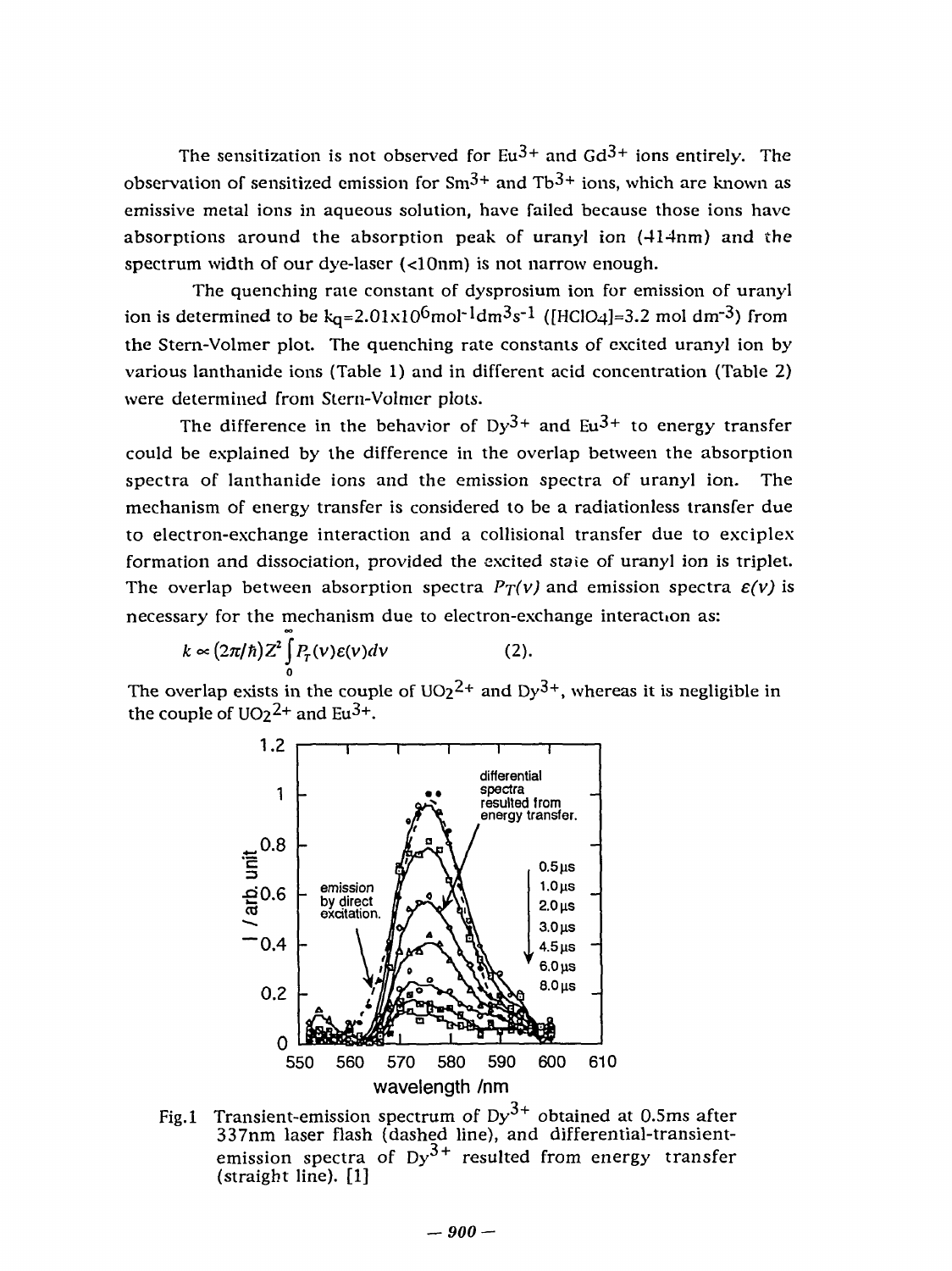The sensitization is not observed for $Eu^{3+}$ and $Gd^{3+}$ ions entirely. The observation of sensitized emission for $Sm^{3+}$ and $Tb^{3+}$ ions, which are known as emissive metal ions in aqueous solution, have failed because those ions have absorptions around the absorption peak of uranyl ion (414nm) and the spectrum width of our dye-laser (<10nm) is not narrow enough.

The quenching rate constant of dysprosium ion for emission of uranyl ion is determined to be $k_q=2.01\times10^6 mol^{-1}dm^3s^{-1}$ ($[HClO_4]=3.2$ mol $dm^{-3}$) from the Stern-Volmer plot. The quenching rate constants of excited uranyl ion by various lanthanide ions (Table 1) and in different acid concentration (Table 2) were determined from Stern-Volmer plots.

The difference in the behavior of $Dy^{3+}$ and $Eu^{3+}$ to energy transfer could be explained by the difference in the overlap between the absorption spectra of lanthanide ions and the emission spectra of uranyl ion. The mechanism of energy transfer is considered to be a radiationless transfer due to electron-exchange interaction and a collisional transfer due to exciplex formation and dissociation, provided the excited state of uranyl ion is triplet. The overlap between absorption spectra $P_T(\nu)$ and emission spectra $\varepsilon(\nu)$ is necessary for the mechanism due to electron-exchange interaction as:

$$k \propto (2\pi/\hbar)Z^2 \int_0^\infty P_T(\nu)\varepsilon(\nu)d\nu \qquad (2).$$

The overlap exists in the couple of $UO_2^{2+}$ and $Dy^{3+}$, whereas it is negligible in the couple of $UO_2^{2+}$ and $Eu^{3+}$.

Fig.1 Transient-emission spectrum of $Dy^{3+}$ obtained at 0.5ms after 337nm laser flash (dashed line), and differential-transient-emission spectra of $Dy^{3+}$ resulted from energy transfer (straight line). [1]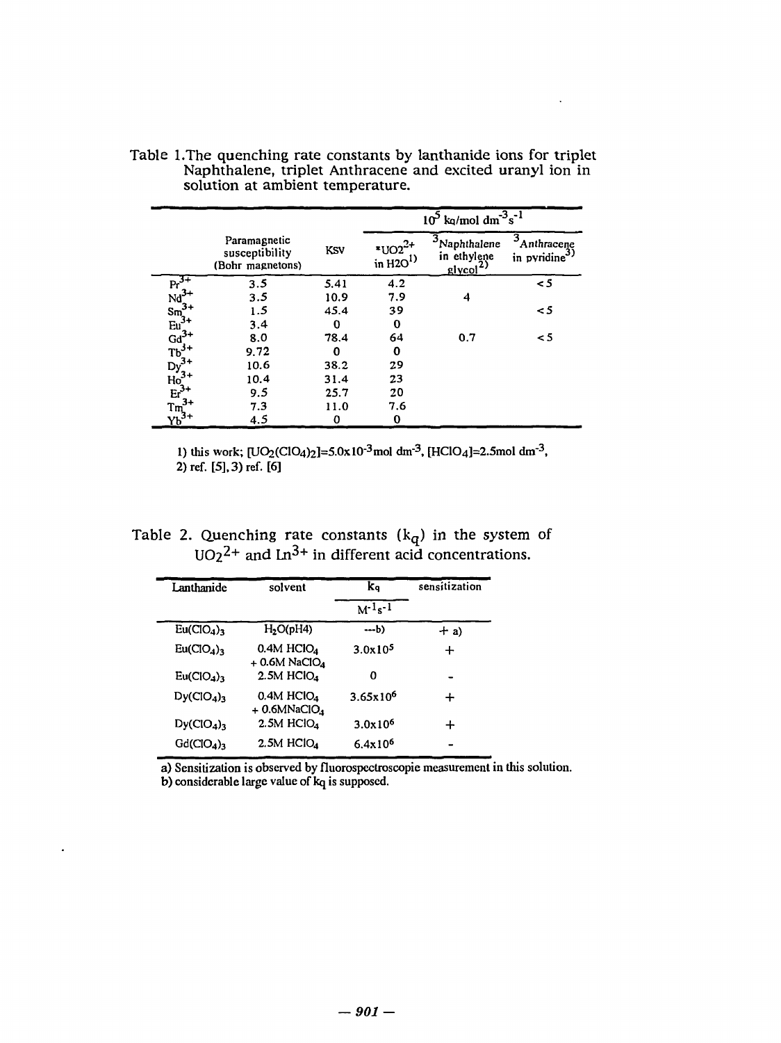Table 1.The quenching rate constants by lanthanide ions for triplet Naphthalene, triplet Anthracene and excited uranyl ion in solution at ambient temperature.

| | Paramagnetic susceptibility (Bohr magnetons) | KSV | $10^5$ kq/mol dm$^{-3}$s$^{-1}$ | | |
|---|---|---|---|---|---|
| | | | $^*UO_2^{2+}$ in $H_2O$[1)] | $^3$Naphthalene in ethylene glycol[2)] | $^3$Anthracene in pyridine[3)] |
| $Pr^{3+}$ | 3.5 | 5.41 | 4.2 | | <5 |
| $Nd^{3+}$ | 3.5 | 10.9 | 7.9 | 4 | |
| $Sm^{3+}$ | 1.5 | 45.4 | 39 | | <5 |
| $Eu^{3+}$ | 3.4 | 0 | 0 | | |
| $Gd^{3+}$ | 8.0 | 78.4 | 64 | 0.7 | <5 |
| $Tb^{3+}$ | 9.72 | 0 | 0 | | |
| $Dy^{3+}$ | 10.6 | 38.2 | 29 | | |
| $Ho^{3+}$ | 10.4 | 31.4 | 23 | | |
| $Er^{3+}$ | 9.5 | 25.7 | 20 | | |
| $Tm^{3+}$ | 7.3 | 11.0 | 7.6 | | |
| $Yb^{3+}$ | 4.5 | 0 | 0 | | |

1) this work; $[UO_2(ClO_4)_2]=5.0\times10^{-3}$mol dm$^{-3}$, $[HClO_4]=2.5$mol dm$^{-3}$,
2) ref. [5], 3) ref. [6]

Table 2. Quenching rate constants ($k_q$) in the system of $UO_2^{2+}$ and $Ln^{3+}$ in different acid concentrations.

| Lanthanide | solvent | $k_q$ ($M^{-1}s^{-1}$) | sensitization |
|---|---|---|---|
| $Eu(ClO_4)_3$ | $H_2O$(pH4) | ---b) | + a) |
| $Eu(ClO_4)_3$ | 0.4M $HClO_4$ + 0.6M $NaClO_4$ | $3.0\times10^5$ | + |
| $Eu(ClO_4)_3$ | 2.5M $HClO_4$ | 0 | - |
| $Dy(ClO_4)_3$ | 0.4M $HClO_4$ + 0.6M$NaClO_4$ | $3.65\times10^6$ | + |
| $Dy(ClO_4)_3$ | 2.5M $HClO_4$ | $3.0\times10^6$ | + |
| $Gd(ClO_4)_3$ | 2.5M $HClO_4$ | $6.4\times10^6$ | - |

a) Sensitization is observed by fluorospectroscopie measurement in this solution.
b) considerable large value of $k_q$ is supposed.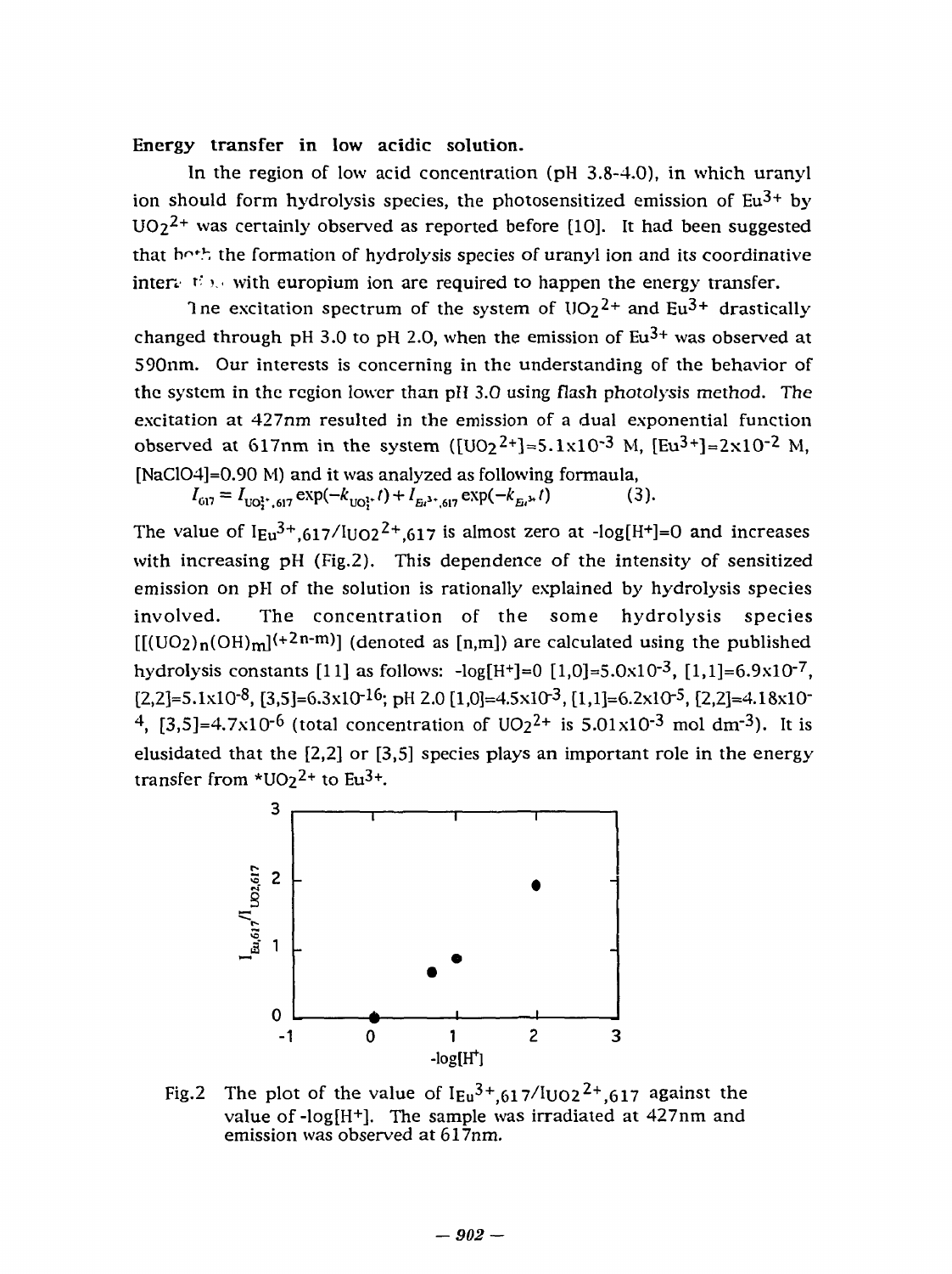**Energy transfer in low acidic solution.**

In the region of low acid concentration (pH 3.8-4.0), in which uranyl ion should form hydrolysis species, the photosensitized emission of $Eu^{3+}$ by $UO_2^{2+}$ was certainly observed as reported before [10]. It had been suggested that both the formation of hydrolysis species of uranyl ion and its coordinative interaction with europium ion are required to happen the energy transfer.

The excitation spectrum of the system of $UO_2^{2+}$ and $Eu^{3+}$ drastically changed through pH 3.0 to pH 2.0, when the emission of $Eu^{3+}$ was observed at 590nm. Our interests is concerning in the understanding of the behavior of the system in the region lower than pH 3.0 using flash photolysis method. The excitation at 427nm resulted in the emission of a dual exponential function observed at 617nm in the system ($[UO_2^{2+}]=5.1\times10^{-3}$ M, $[Eu^{3+}]=2\times10^{-2}$ M, $[NaClO_4]=0.90$ M) and it was analyzed as following formaula,

$$I_{617} = I_{UO_2^{2+},617}\exp(-k_{UO_2^{2+}}t) + I_{Eu^{3+},617}\exp(-k_{Eu^{3+}}t) \qquad (3).$$

The value of $I_{Eu^{3+},617}/I_{UO_2^{2+},617}$ is almost zero at $-\log[H^+]=0$ and increases with increasing pH (Fig.2). This dependence of the intensity of sensitized emission on pH of the solution is rationally explained by hydrolysis species involved. The concentration of the some hydrolysis species $[[(UO_2)_n(OH)_m]^{(+2n-m)}]$ (denoted as [n,m]) are calculated using the published hydrolysis constants [11] as follows: $-\log[H^+]=0$ $[1,0]=5.0\times10^{-3}$, $[1,1]=6.9\times10^{-7}$, $[2,2]=5.1\times10^{-8}$, $[3,5]=6.3\times10^{-16}$; pH 2.0 $[1,0]=4.5\times10^{-3}$, $[1,1]=6.2\times10^{-5}$, $[2,2]=4.18\times10^{-4}$, $[3,5]=4.7\times10^{-6}$ (total concentration of $UO_2^{2+}$ is $5.01\times10^{-3}$ mol dm$^{-3}$). It is elusidated that the [2,2] or [3,5] species plays an important role in the energy transfer from $^*UO_2^{2+}$ to $Eu^{3+}$.

Fig.2 The plot of the value of $I_{Eu^{3+},617}/I_{UO_2^{2+},617}$ against the value of $-\log[H^+]$. The sample was irradiated at 427nm and emission was observed at 617nm.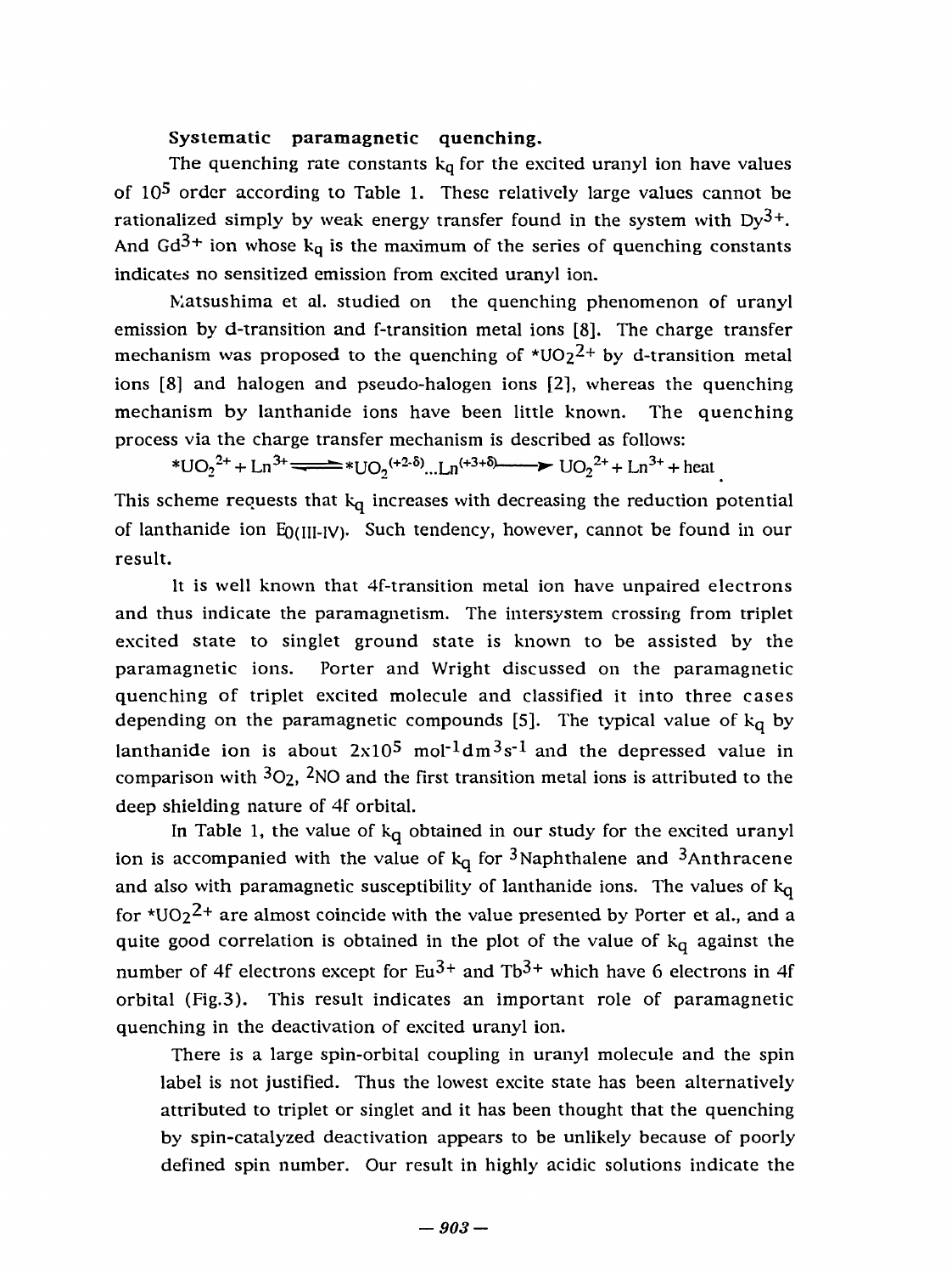**Systematic paramagnetic quenching.**

The quenching rate constants $k_q$ for the excited uranyl ion have values of $10^5$ order according to Table 1. These relatively large values cannot be rationalized simply by weak energy transfer found in the system with $Dy^{3+}$. And $Gd^{3+}$ ion whose $k_q$ is the maximum of the series of quenching constants indicates no sensitized emission from excited uranyl ion.

Matsushima et al. studied on the quenching phenomenon of uranyl emission by d-transition and f-transition metal ions [8]. The charge transfer mechanism was proposed to the quenching of $*UO_2^{2+}$ by d-transition metal ions [8] and halogen and pseudo-halogen ions [2], whereas the quenching mechanism by lanthanide ions have been little known. The quenching process via the charge transfer mechanism is described as follows:

$$*UO_2^{2+} + Ln^{3+} \rightleftharpoons *UO_2^{(+2-\delta)}...Ln^{(+3+\delta)} \longrightarrow UO_2^{2+} + Ln^{3+} + \text{heat}$$

This scheme requests that $k_q$ increases with decreasing the reduction potential of lanthanide ion $E_{0(III\text{-}IV)}$. Such tendency, however, cannot be found in our result.

It is well known that 4f-transition metal ion have unpaired electrons and thus indicate the paramagnetism. The intersystem crossing from triplet excited state to singlet ground state is known to be assisted by the paramagnetic ions. Porter and Wright discussed on the paramagnetic quenching of triplet excited molecule and classified it into three cases depending on the paramagnetic compounds [5]. The typical value of $k_q$ by lanthanide ion is about $2\times10^5$ $mol^{-1}dm^3s^{-1}$ and the depressed value in comparison with $^3O_2$, $^2NO$ and the first transition metal ions is attributed to the deep shielding nature of 4f orbital.

In Table 1, the value of $k_q$ obtained in our study for the excited uranyl ion is accompanied with the value of $k_q$ for $^3$Naphthalene and $^3$Anthracene and also with paramagnetic susceptibility of lanthanide ions. The values of $k_q$ for $*UO_2^{2+}$ are almost coincide with the value presented by Porter et al., and a quite good correlation is obtained in the plot of the value of $k_q$ against the number of 4f electrons except for $Eu^{3+}$ and $Tb^{3+}$ which have 6 electrons in 4f orbital (Fig.3). This result indicates an important role of paramagnetic quenching in the deactivation of excited uranyl ion.

There is a large spin-orbital coupling in uranyl molecule and the spin label is not justified. Thus the lowest excite state has been alternatively attributed to triplet or singlet and it has been thought that the quenching by spin-catalyzed deactivation appears to be unlikely because of poorly defined spin number. Our result in highly acidic solutions indicate the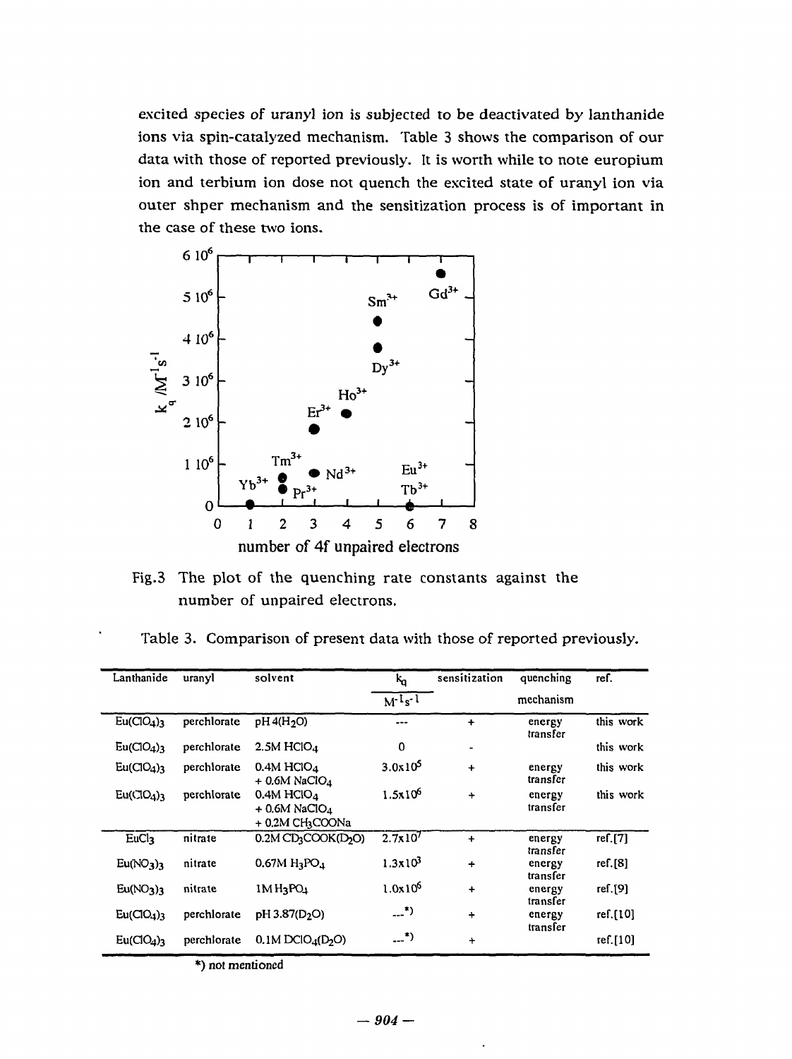excited species of uranyl ion is subjected to be deactivated by lanthanide ions via spin-catalyzed mechanism. Table 3 shows the comparison of our data with those of reported previously. It is worth while to note europium ion and terbium ion dose not quench the excited state of uranyl ion via outer shper mechanism and the sensitization process is of important in the case of these two ions.

Fig.3 The plot of the quenching rate constants against the number of unpaired electrons.

Table 3. Comparison of present data with those of reported previously.

| Lanthanide | uranyl | solvent | $k_q$ $M^{-1}s^{-1}$ | sensitization | quenching mechanism | ref. |
|---|---|---|---|---|---|---|
| $Eu(ClO_4)_3$ | perchlorate | pH 4($H_2O$) | --- | + | energy transfer | this work |
| $Eu(ClO_4)_3$ | perchlorate | 2.5M $HClO_4$ | 0 | - | | this work |
| $Eu(ClO_4)_3$ | perchlorate | 0.4M $HClO_4$ + 0.6M $NaClO_4$ | $3.0x10^5$ | + | energy transfer | this work |
| $Eu(ClO_4)_3$ | perchlorate | 0.4M $HClO_4$ + 0.6M $NaClO_4$ + 0.2M $CH_3COONa$ | $1.5x10^6$ | + | energy transfer | this work |
| $EuCl_3$ | nitrate | 0.2M $CD_3COOK(D_2O)$ | $2.7x10^7$ | + | energy transfer | ref.[7] |
| $Eu(NO_3)_3$ | nitrate | 0.67M $H_3PO_4$ | $1.3x10^3$ | + | energy transfer | ref.[8] |
| $Eu(NO_3)_3$ | nitrate | 1M $H_3PO_4$ | $1.0x10^6$ | + | energy transfer | ref.[9] |
| $Eu(ClO_4)_3$ | perchlorate | pH 3.87($D_2O$) | ---*) | + | energy transfer | ref.[10] |
| $Eu(ClO_4)_3$ | perchlorate | 0.1M $DClO_4(D_2O)$ | ---*) | + | | ref.[10] |

*) not mentioned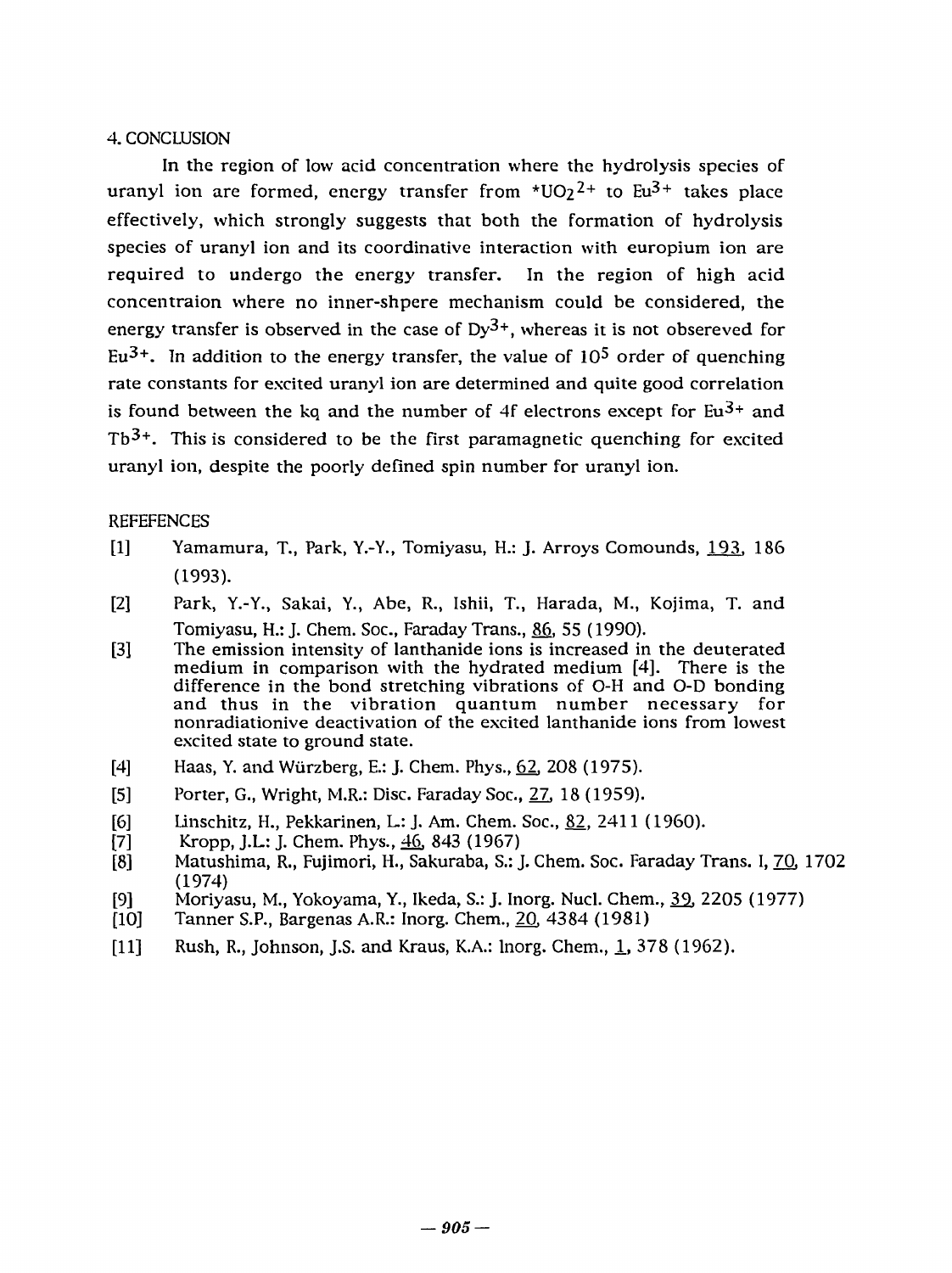## 4. CONCLUSION

In the region of low acid concentration where the hydrolysis species of uranyl ion are formed, energy transfer from $*UO_2^{2+}$ to $Eu^{3+}$ takes place effectively, which strongly suggests that both the formation of hydrolysis species of uranyl ion and its coordinative interaction with europium ion are required to undergo the energy transfer. In the region of high acid concentraion where no inner-shpere mechanism could be considered, the energy transfer is observed in the case of $Dy^{3+}$, whereas it is not obsereved for $Eu^{3+}$. In addition to the energy transfer, the value of $10^5$ order of quenching rate constants for excited uranyl ion are determined and quite good correlation is found between the kq and the number of 4f electrons except for $Eu^{3+}$ and $Tb^{3+}$. This is considered to be the first paramagnetic quenching for excited uranyl ion, despite the poorly defined spin number for uranyl ion.

## REFEFENCES

[1] Yamamura, T., Park, Y.-Y., Tomiyasu, H.: J. Arroys Comounds, 193, 186 (1993).

[2] Park, Y.-Y., Sakai, Y., Abe, R., Ishii, T., Harada, M., Kojima, T. and Tomiyasu, H.: J. Chem. Soc., Faraday Trans., 86, 55 (1990).

[3] The emission intensity of lanthanide ions is increased in the deuterated medium in comparison with the hydrated medium [4]. There is the difference in the bond stretching vibrations of O-H and O-D bonding and thus in the vibration quantum number necessary for nonradiationive deactivation of the excited lanthanide ions from lowest excited state to ground state.

[4] Haas, Y. and Würzberg, E.: J. Chem. Phys., 62, 208 (1975).

[5] Porter, G., Wright, M.R.: Disc. Faraday Soc., 27, 18 (1959).

[6] Linschitz, H., Pekkarinen, L.: J. Am. Chem. Soc., 82, 2411 (1960).

[7] Kropp, J.L.: J. Chem. Phys., 46, 843 (1967)

[8] Matushima, R., Fujimori, H., Sakuraba, S.: J. Chem. Soc. Faraday Trans. I, 70, 1702 (1974)

[9] Moriyasu, M., Yokoyama, Y., Ikeda, S.: J. Inorg. Nucl. Chem., 39, 2205 (1977)

[10] Tanner S.P., Bargenas A.R.: Inorg. Chem., 20, 4384 (1981)

[11] Rush, R., Johnson, J.S. and Kraus, K.A.: Inorg. Chem., 1, 378 (1962).